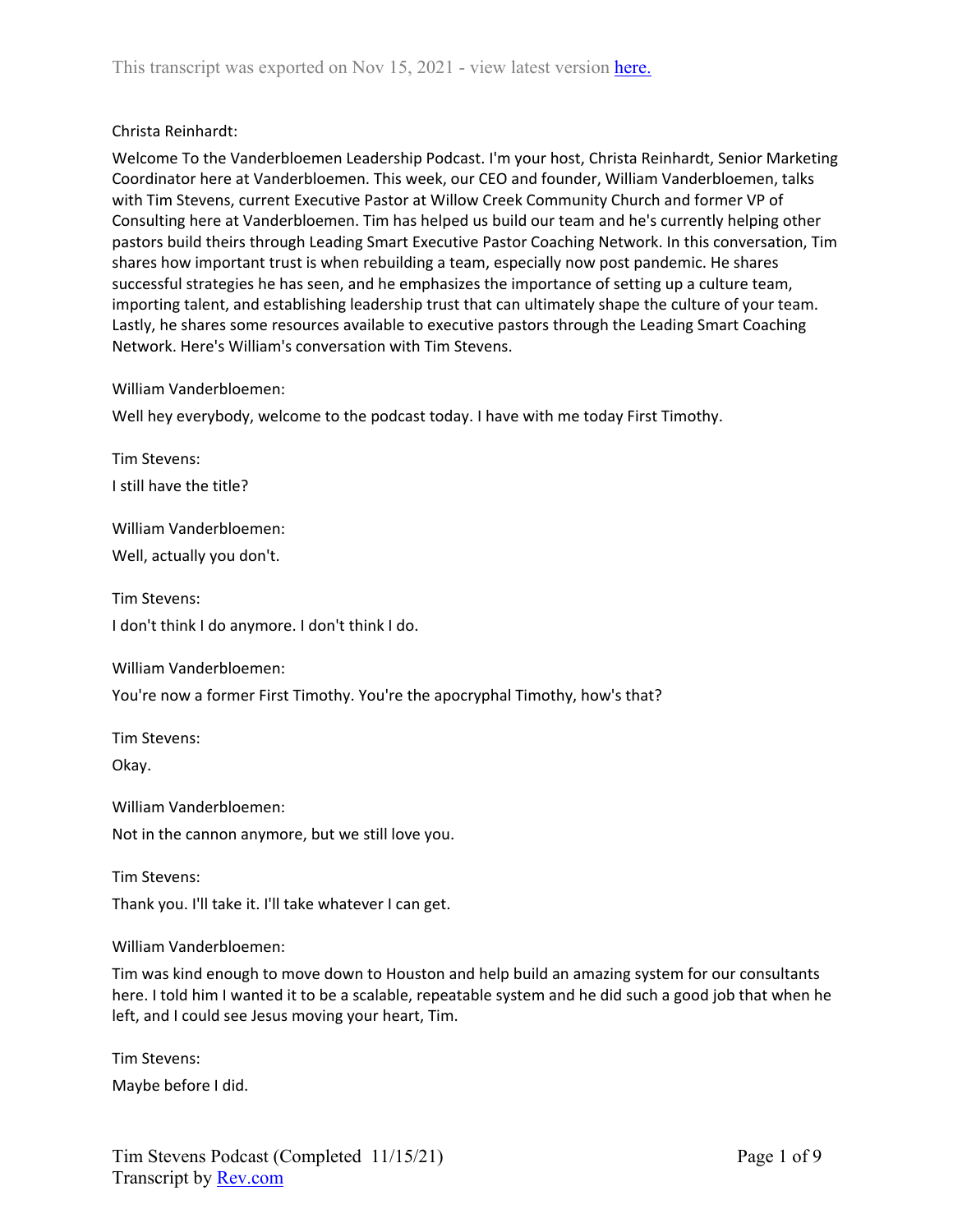This transcript was exported on Nov 15, 2021 - view latest version here.

Christa Reinhardt:

Welcome To the Vanderbloemen Leadership Podcast. I'm your host, Christa Reinhardt, Senior Marketing Coordinator here at Vanderbloemen. This week, our CEO and founder, William Vanderbloemen, talks with Tim Stevens, current Executive Pastor at Willow Creek Community Church and former VP of Consulting here at Vanderbloemen. Tim has helped us build our team and he's currently helping other pastors build theirs through Leading Smart Executive Pastor Coaching Network. In this conversation, Tim shares how important trust is when rebuilding a team, especially now post pandemic. He shares successful strategies he has seen, and he emphasizes the importance of setting up a culture team, importing talent, and establishing leadership trust that can ultimately shape the culture of your team. Lastly, he shares some resources available to executive pastors through the Leading Smart Coaching Network. Here's William's conversation with Tim Stevens.

William Vanderbloemen:

Well hey everybody, welcome to the podcast today. I have with me today First Timothy.

Tim Stevens:

I still have the title?

William Vanderbloemen:

Well, actually you don't.

Tim Stevens:

I don't think I do anymore. I don't think I do.

William Vanderbloemen:

You're now a former First Timothy. You're the apocryphal Timothy, how's that?

Tim Stevens:

Okay.

William Vanderbloemen:

Not in the cannon anymore, but we still love you.

Tim Stevens:

Thank you. I'll take it. I'll take whatever I can get.

William Vanderbloemen:

Tim was kind enough to move down to Houston and help build an amazing system for our consultants here. I told him I wanted it to be a scalable, repeatable system and he did such a good job that when he left, and I could see Jesus moving your heart, Tim.

Tim Stevens:

Maybe before I did.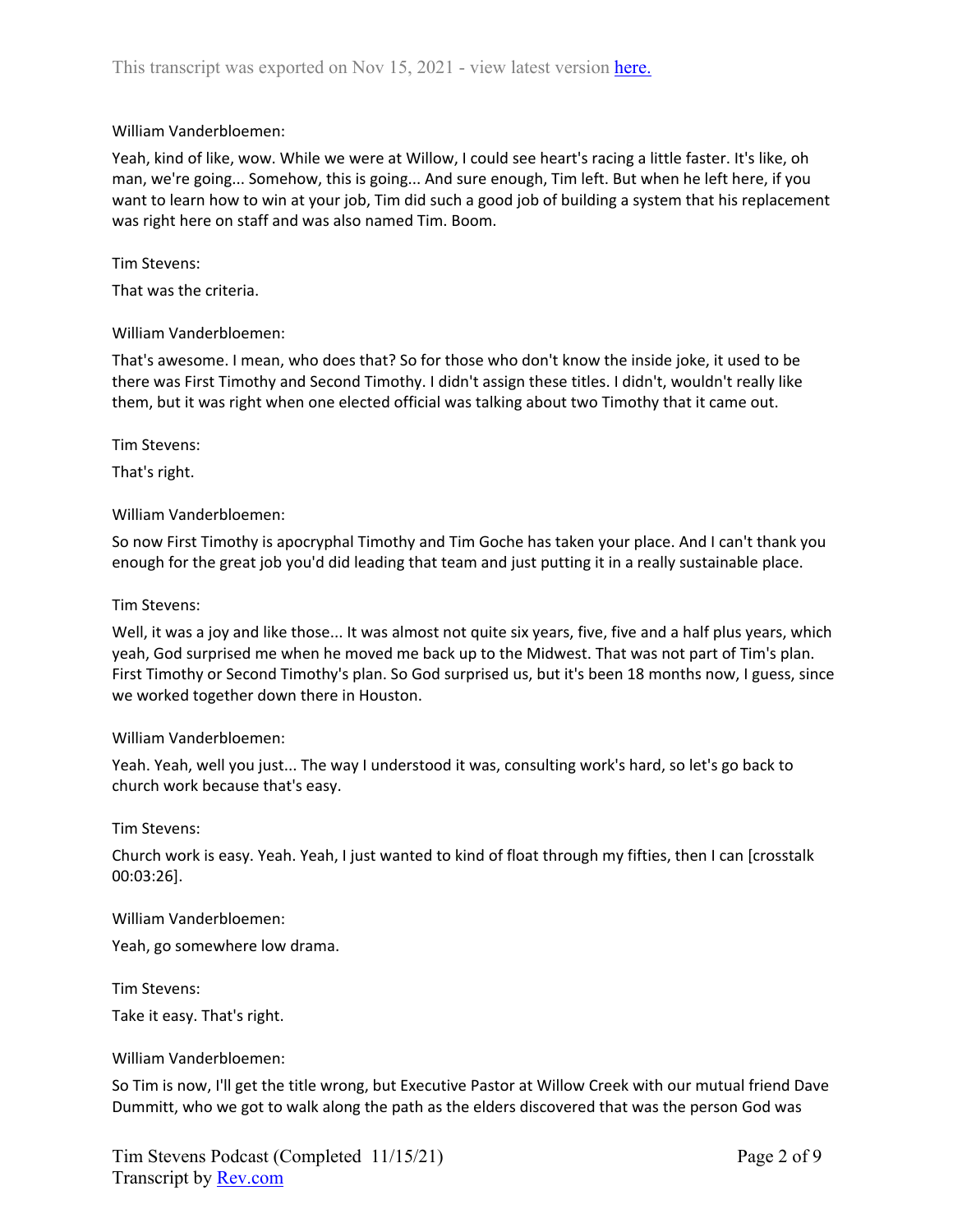William Vanderbloemen:

Yeah, kind of like, wow. While we were at Willow, I could see heart's racing a little faster. It's like, oh man, we're going... Somehow, this is going... And sure enough, Tim left. But when he left here, if you want to learn how to win at your job, Tim did such a good job of building a system that his replacement was right here on staff and was also named Tim. Boom.

Tim Stevens:

That was the criteria.

William Vanderbloemen:

That's awesome. I mean, who does that? So for those who don't know the inside joke, it used to be there was First Timothy and Second Timothy. I didn't assign these titles. I didn't, wouldn't really like them, but it was right when one elected official was talking about two Timothy that it came out.

Tim Stevens:

That's right.

William Vanderbloemen:

So now First Timothy is apocryphal Timothy and Tim Goche has taken your place. And I can't thank you enough for the great job you'd did leading that team and just putting it in a really sustainable place.

Tim Stevens:

Well, it was a joy and like those... It was almost not quite six years, five, five and a half plus years, which yeah, God surprised me when he moved me back up to the Midwest. That was not part of Tim's plan. First Timothy or Second Timothy's plan. So God surprised us, but it's been 18 months now, I guess, since we worked together down there in Houston.

William Vanderbloemen:

Yeah. Yeah, well you just... The way I understood it was, consulting work's hard, so let's go back to church work because that's easy.

Tim Stevens:

Church work is easy. Yeah. Yeah, I just wanted to kind of float through my fifties, then I can [crosstalk 00:03:26].

William Vanderbloemen:

Yeah, go somewhere low drama.

Tim Stevens:

Take it easy. That's right.

William Vanderbloemen:

So Tim is now, I'll get the title wrong, but Executive Pastor at Willow Creek with our mutual friend Dave Dummitt, who we got to walk along the path as the elders discovered that was the person God was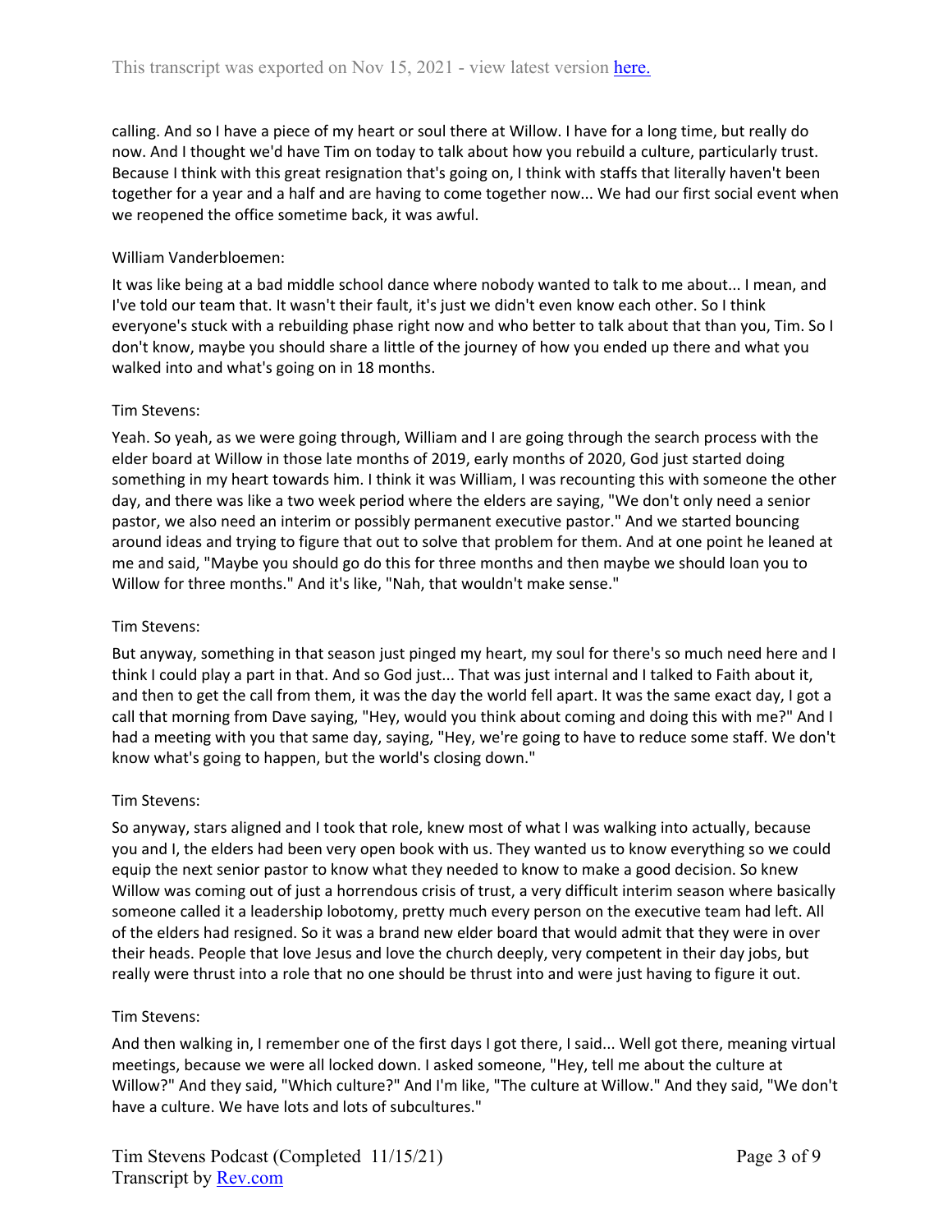calling. And so I have a piece of my heart or soul there at Willow. I have for a long time, but really do now. And I thought we'd have Tim on today to talk about how you rebuild a culture, particularly trust. Because I think with this great resignation that's going on, I think with staffs that literally haven't been together for a year and a half and are having to come together now... We had our first social event when we reopened the office sometime back, it was awful.

William Vanderbloemen:

It was like being at a bad middle school dance where nobody wanted to talk to me about... I mean, and I've told our team that. It wasn't their fault, it's just we didn't even know each other. So I think everyone's stuck with a rebuilding phase right now and who better to talk about that than you, Tim. So I don't know, maybe you should share a little of the journey of how you ended up there and what you walked into and what's going on in 18 months.

Tim Stevens:

Yeah. So yeah, as we were going through, William and I are going through the search process with the elder board at Willow in those late months of 2019, early months of 2020, God just started doing something in my heart towards him. I think it was William, I was recounting this with someone the other day, and there was like a two week period where the elders are saying, "We don't only need a senior pastor, we also need an interim or possibly permanent executive pastor." And we started bouncing around ideas and trying to figure that out to solve that problem for them. And at one point he leaned at me and said, "Maybe you should go do this for three months and then maybe we should loan you to Willow for three months." And it's like, "Nah, that wouldn't make sense."

Tim Stevens:

But anyway, something in that season just pinged my heart, my soul for there's so much need here and I think I could play a part in that. And so God just... That was just internal and I talked to Faith about it, and then to get the call from them, it was the day the world fell apart. It was the same exact day, I got a call that morning from Dave saying, "Hey, would you think about coming and doing this with me?" And I had a meeting with you that same day, saying, "Hey, we're going to have to reduce some staff. We don't know what's going to happen, but the world's closing down."

Tim Stevens:

So anyway, stars aligned and I took that role, knew most of what I was walking into actually, because you and I, the elders had been very open book with us. They wanted us to know everything so we could equip the next senior pastor to know what they needed to know to make a good decision. So knew Willow was coming out of just a horrendous crisis of trust, a very difficult interim season where basically someone called it a leadership lobotomy, pretty much every person on the executive team had left. All of the elders had resigned. So it was a brand new elder board that would admit that they were in over their heads. People that love Jesus and love the church deeply, very competent in their day jobs, but really were thrust into a role that no one should be thrust into and were just having to figure it out.

Tim Stevens:

And then walking in, I remember one of the first days I got there, I said... Well got there, meaning virtual meetings, because we were all locked down. I asked someone, "Hey, tell me about the culture at Willow?" And they said, "Which culture?" And I'm like, "The culture at Willow." And they said, "We don't have a culture. We have lots and lots of subcultures."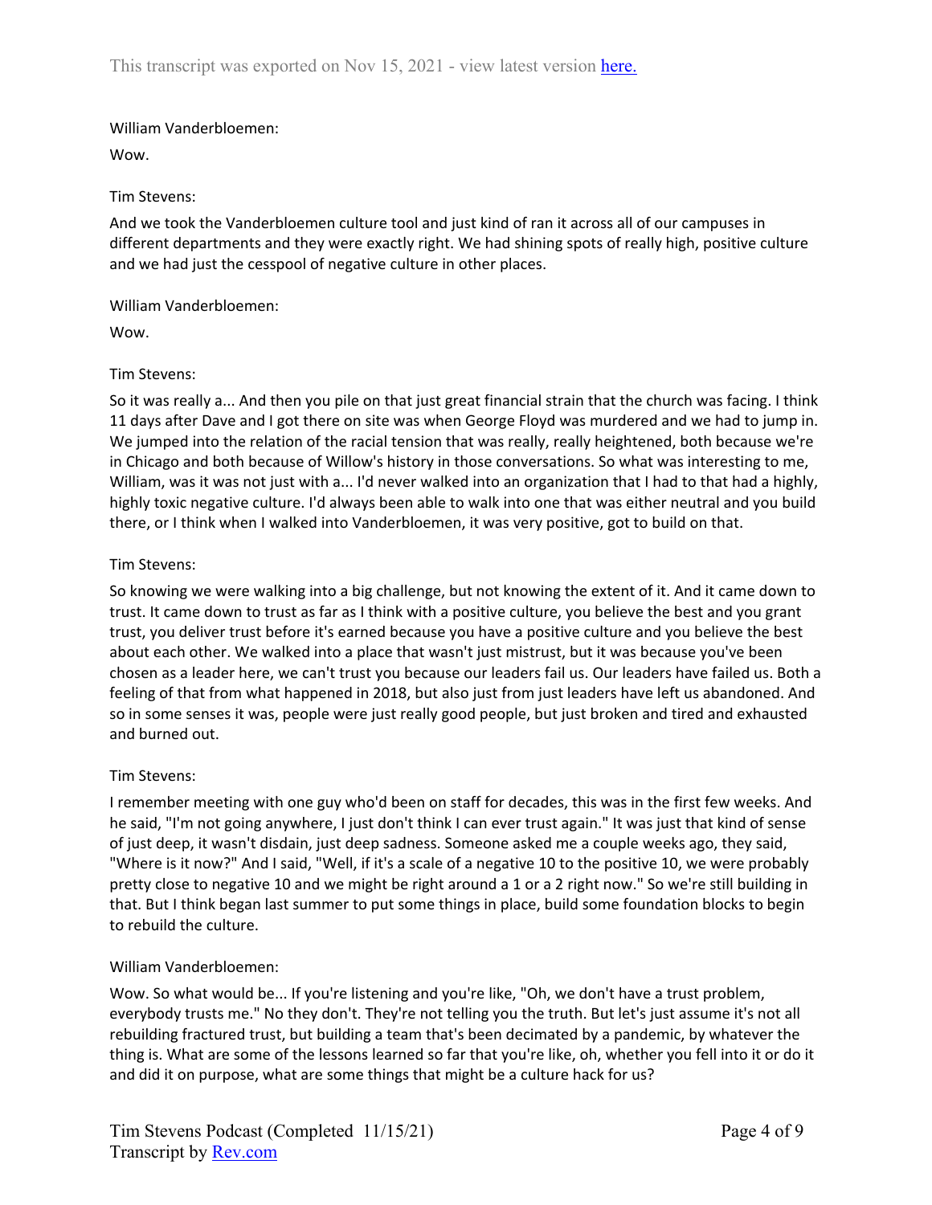William Vanderbloemen:

Wow.

Tim Stevens:

And we took the Vanderbloemen culture tool and just kind of ran it across all of our campuses in different departments and they were exactly right. We had shining spots of really high, positive culture and we had just the cesspool of negative culture in other places.

William Vanderbloemen:

Wow.

Tim Stevens:

So it was really a... And then you pile on that just great financial strain that the church was facing. I think 11 days after Dave and I got there on site was when George Floyd was murdered and we had to jump in. We jumped into the relation of the racial tension that was really, really heightened, both because we're in Chicago and both because of Willow's history in those conversations. So what was interesting to me, William, was it was not just with a... I'd never walked into an organization that I had to that had a highly, highly toxic negative culture. I'd always been able to walk into one that was either neutral and you build there, or I think when I walked into Vanderbloemen, it was very positive, got to build on that.

Tim Stevens:

So knowing we were walking into a big challenge, but not knowing the extent of it. And it came down to trust. It came down to trust as far as I think with a positive culture, you believe the best and you grant trust, you deliver trust before it's earned because you have a positive culture and you believe the best about each other. We walked into a place that wasn't just mistrust, but it was because you've been chosen as a leader here, we can't trust you because our leaders fail us. Our leaders have failed us. Both a feeling of that from what happened in 2018, but also from just leaders have left us abandoned. And so in some senses it was, people were just really good people, but just broken and tired and exhausted and burned out.

Tim Stevens:

I remember meeting with one guy who'd been on staff for decades, this was in the first few weeks. And he said, "I'm not going anywhere, I just don't think I can ever trust again." It was just that kind of sense of just deep, it wasn't disdain, just deep sadness. Someone asked me a couple weeks ago, they said, "Where is it now?" And I said, "Well, if it's a scale of a negative 10 to the positive 10, we were probably pretty close to negative 10 and we might be right around a 1 or a 2 right now." So we're still building in that. But I think began last summer to put some things in place, build some foundation blocks to begin to rebuild the culture.

William Vanderbloemen:

Wow. So what would be... If you're listening and you're like, "Oh, we don't have a trust problem, everybody trusts me." No they don't. They're not telling you the truth. But let's just assume it's not all rebuilding fractured trust, but building a team that's been decimated by a pandemic, by whatever the thing is. What are some of the lessons learned so far that you're like, oh, whether you fell into it or do it and did it on purpose, what are some things that might be a culture hack for us?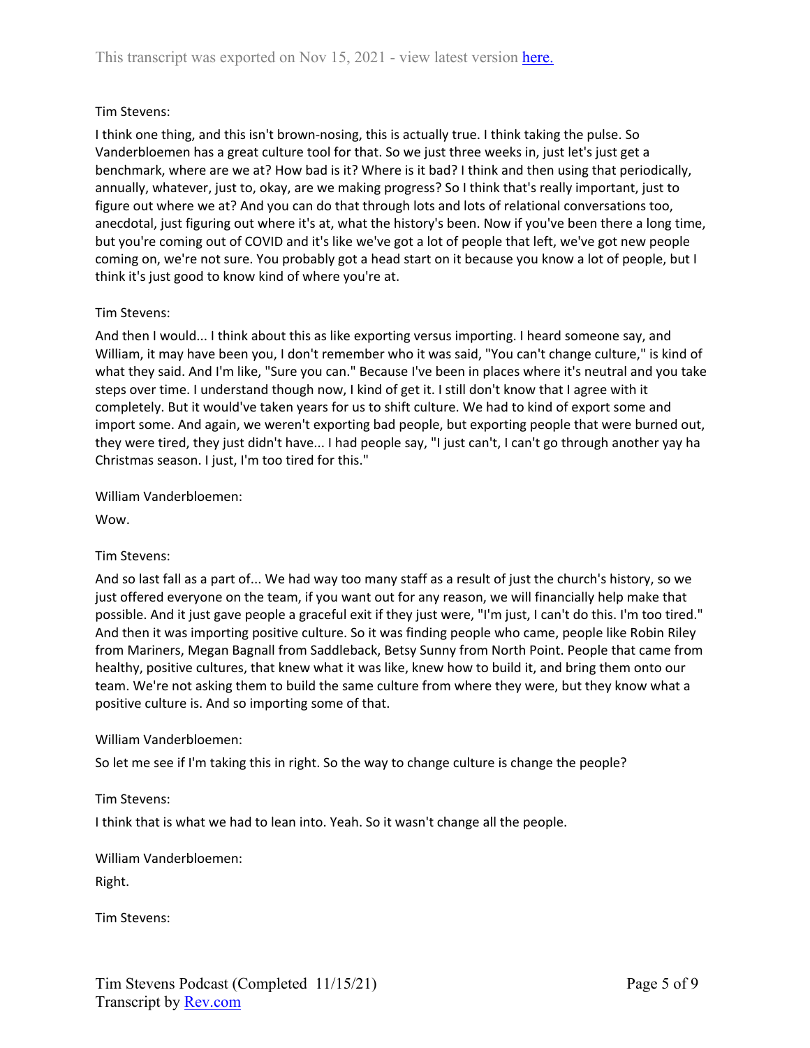Tim Stevens:

I think one thing, and this isn't brown-nosing, this is actually true. I think taking the pulse. So Vanderbloemen has a great culture tool for that. So we just three weeks in, just let's just get a benchmark, where are we at? How bad is it? Where is it bad? I think and then using that periodically, annually, whatever, just to, okay, are we making progress? So I think that's really important, just to figure out where we at? And you can do that through lots and lots of relational conversations too, anecdotal, just figuring out where it's at, what the history's been. Now if you've been there a long time, but you're coming out of COVID and it's like we've got a lot of people that left, we've got new people coming on, we're not sure. You probably got a head start on it because you know a lot of people, but I think it's just good to know kind of where you're at.

Tim Stevens:

And then I would... I think about this as like exporting versus importing. I heard someone say, and William, it may have been you, I don't remember who it was said, "You can't change culture," is kind of what they said. And I'm like, "Sure you can." Because I've been in places where it's neutral and you take steps over time. I understand though now, I kind of get it. I still don't know that I agree with it completely. But it would've taken years for us to shift culture. We had to kind of export some and import some. And again, we weren't exporting bad people, but exporting people that were burned out, they were tired, they just didn't have... I had people say, "I just can't, I can't go through another yay ha Christmas season. I just, I'm too tired for this."

William Vanderbloemen:

Wow.

Tim Stevens:

And so last fall as a part of... We had way too many staff as a result of just the church's history, so we just offered everyone on the team, if you want out for any reason, we will financially help make that possible. And it just gave people a graceful exit if they just were, "I'm just, I can't do this. I'm too tired." And then it was importing positive culture. So it was finding people who came, people like Robin Riley from Mariners, Megan Bagnall from Saddleback, Betsy Sunny from North Point. People that came from healthy, positive cultures, that knew what it was like, knew how to build it, and bring them onto our team. We're not asking them to build the same culture from where they were, but they know what a positive culture is. And so importing some of that.

William Vanderbloemen:

So let me see if I'm taking this in right. So the way to change culture is change the people?

Tim Stevens:

I think that is what we had to lean into. Yeah. So it wasn't change all the people.

William Vanderbloemen:

Right.

Tim Stevens: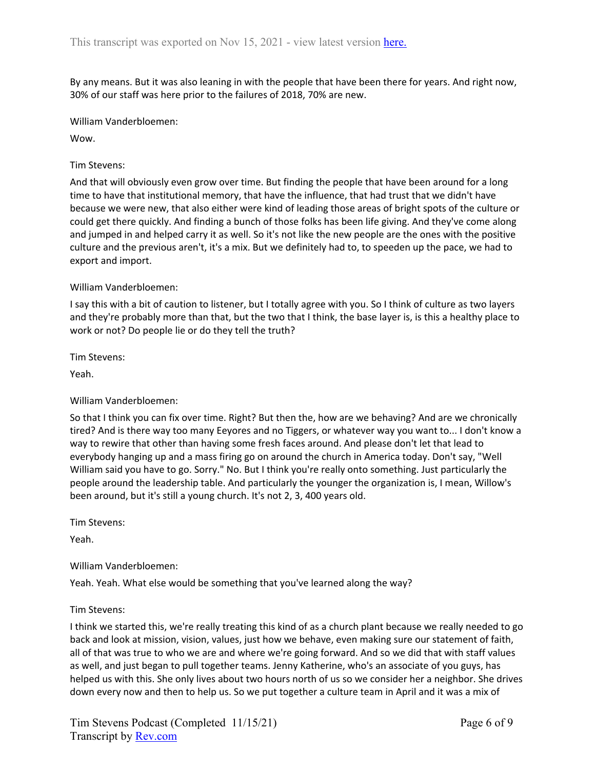By any means. But it was also leaning in with the people that have been there for years. And right now, 30% of our staff was here prior to the failures of 2018, 70% are new.

William Vanderbloemen:

Wow.

Tim Stevens:

And that will obviously even grow over time. But finding the people that have been around for a long time to have that institutional memory, that have the influence, that had trust that we didn't have because we were new, that also either were kind of leading those areas of bright spots of the culture or could get there quickly. And finding a bunch of those folks has been life giving. And they've come along and jumped in and helped carry it as well. So it's not like the new people are the ones with the positive culture and the previous aren't, it's a mix. But we definitely had to, to speeden up the pace, we had to export and import.

William Vanderbloemen:

I say this with a bit of caution to listener, but I totally agree with you. So I think of culture as two layers and they're probably more than that, but the two that I think, the base layer is, is this a healthy place to work or not? Do people lie or do they tell the truth?

Tim Stevens:

Yeah.

William Vanderbloemen:

So that I think you can fix over time. Right? But then the, how are we behaving? And are we chronically tired? And is there way too many Eeyores and no Tiggers, or whatever way you want to... I don't know a way to rewire that other than having some fresh faces around. And please don't let that lead to everybody hanging up and a mass firing go on around the church in America today. Don't say, "Well William said you have to go. Sorry." No. But I think you're really onto something. Just particularly the people around the leadership table. And particularly the younger the organization is, I mean, Willow's been around, but it's still a young church. It's not 2, 3, 400 years old.

Tim Stevens:

Yeah.

William Vanderbloemen:

Yeah. Yeah. What else would be something that you've learned along the way?

Tim Stevens:

I think we started this, we're really treating this kind of as a church plant because we really needed to go back and look at mission, vision, values, just how we behave, even making sure our statement of faith, all of that was true to who we are and where we're going forward. And so we did that with staff values as well, and just began to pull together teams. Jenny Katherine, who's an associate of you guys, has helped us with this. She only lives about two hours north of us so we consider her a neighbor. She drives down every now and then to help us. So we put together a culture team in April and it was a mix of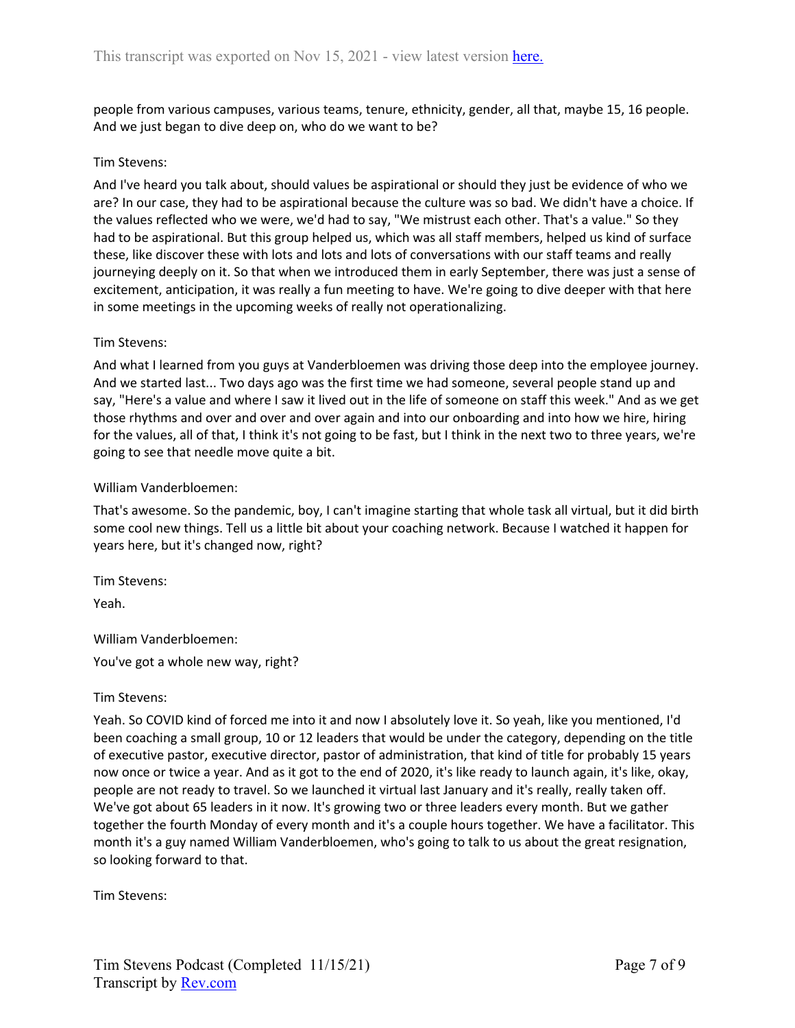people from various campuses, various teams, tenure, ethnicity, gender, all that, maybe 15, 16 people. And we just began to dive deep on, who do we want to be?

Tim Stevens:

And I've heard you talk about, should values be aspirational or should they just be evidence of who we are? In our case, they had to be aspirational because the culture was so bad. We didn't have a choice. If the values reflected who we were, we'd had to say, "We mistrust each other. That's a value." So they had to be aspirational. But this group helped us, which was all staff members, helped us kind of surface these, like discover these with lots and lots and lots of conversations with our staff teams and really journeying deeply on it. So that when we introduced them in early September, there was just a sense of excitement, anticipation, it was really a fun meeting to have. We're going to dive deeper with that here in some meetings in the upcoming weeks of really not operationalizing.

Tim Stevens:

And what I learned from you guys at Vanderbloemen was driving those deep into the employee journey. And we started last... Two days ago was the first time we had someone, several people stand up and say, "Here's a value and where I saw it lived out in the life of someone on staff this week." And as we get those rhythms and over and over and over again and into our onboarding and into how we hire, hiring for the values, all of that, I think it's not going to be fast, but I think in the next two to three years, we're going to see that needle move quite a bit.

William Vanderbloemen:

That's awesome. So the pandemic, boy, I can't imagine starting that whole task all virtual, but it did birth some cool new things. Tell us a little bit about your coaching network. Because I watched it happen for years here, but it's changed now, right?

Tim Stevens:

Yeah.

William Vanderbloemen:

You've got a whole new way, right?

Tim Stevens:

Yeah. So COVID kind of forced me into it and now I absolutely love it. So yeah, like you mentioned, I'd been coaching a small group, 10 or 12 leaders that would be under the category, depending on the title of executive pastor, executive director, pastor of administration, that kind of title for probably 15 years now once or twice a year. And as it got to the end of 2020, it's ready to launch again, it's like, okay, people are not ready to travel. So we launched it virtual last January and it's really, really taken off. We've got about 65 leaders in it now. It's growing two or three leaders every month. But we gather together the fourth Monday of every month and it's a couple hours together. We have a facilitator. This month it's a guy named William Vanderbloemen, who's going to talk to us about the great resignation, so looking forward to that.

Tim Stevens: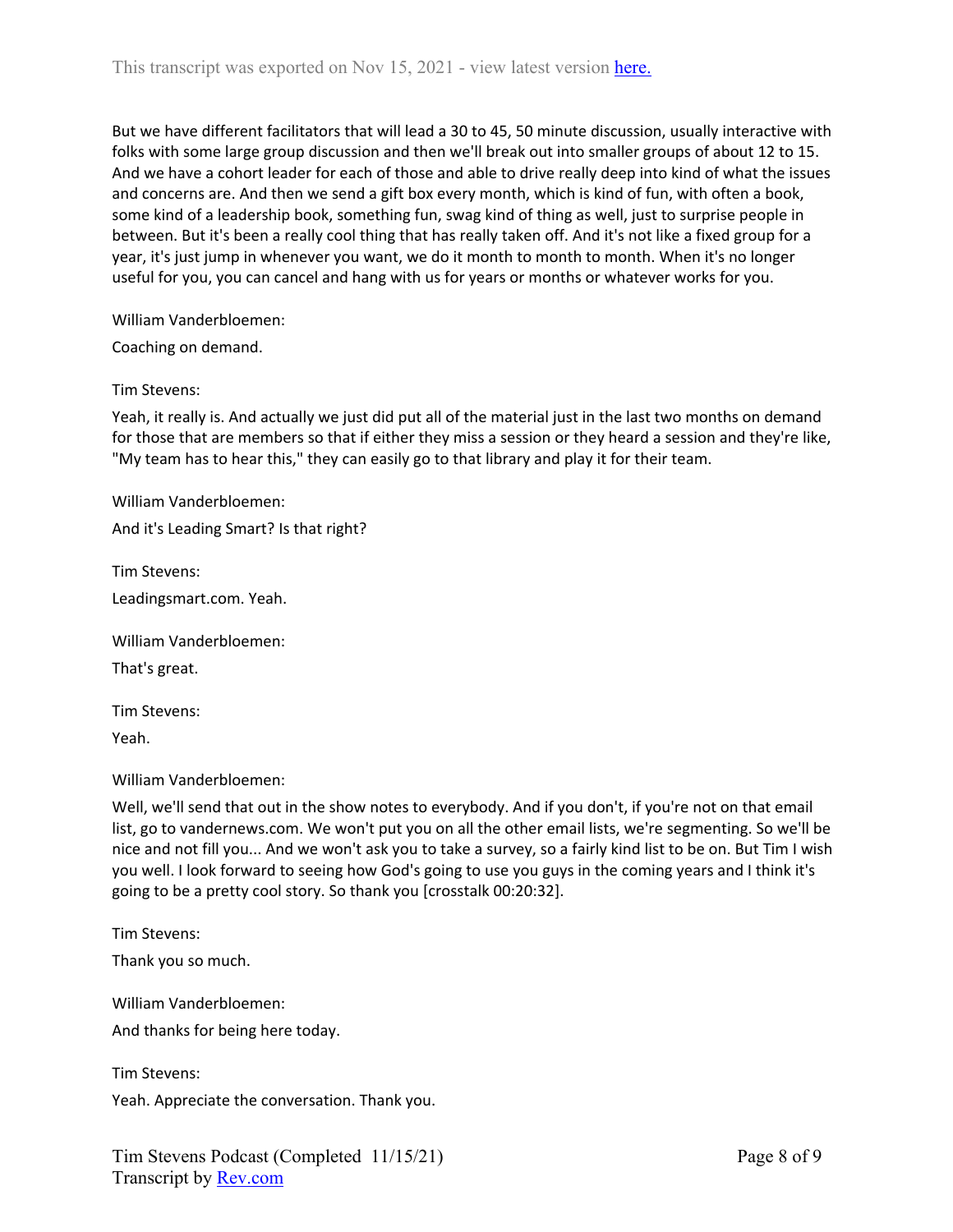But we have different facilitators that will lead a 30 to 45, 50 minute discussion, usually interactive with folks with some large group discussion and then we'll break out into smaller groups of about 12 to 15. And we have a cohort leader for each of those and able to drive really deep into kind of what the issues and concerns are. And then we send a gift box every month, which is kind of fun, with often a book, some kind of a leadership book, something fun, swag kind of thing as well, just to surprise people in between. But it's been a really cool thing that has really taken off. And it's not like a fixed group for a year, it's just jump in whenever you want, we do it month to month to month. When it's no longer useful for you, you can cancel and hang with us for years or months or whatever works for you.

William Vanderbloemen:

Coaching on demand.

Tim Stevens:

Yeah, it really is. And actually we just did put all of the material just in the last two months on demand for those that are members so that if either they miss a session or they heard a session and they're like, "My team has to hear this," they can easily go to that library and play it for their team.

William Vanderbloemen:

And it's Leading Smart? Is that right?

Tim Stevens:

Leadingsmart.com. Yeah.

William Vanderbloemen:

That's great.

Tim Stevens:

Yeah.

William Vanderbloemen:

Well, we'll send that out in the show notes to everybody. And if you don't, if you're not on that email list, go to vandernews.com. We won't put you on all the other email lists, we're segmenting. So we'll be nice and not fill you... And we won't ask you to take a survey, so a fairly kind list to be on. But Tim I wish you well. I look forward to seeing how God's going to use you guys in the coming years and I think it's going to be a pretty cool story. So thank you [crosstalk 00:20:32].

Tim Stevens:

Thank you so much.

William Vanderbloemen:

And thanks for being here today.

Tim Stevens:

Yeah. Appreciate the conversation. Thank you.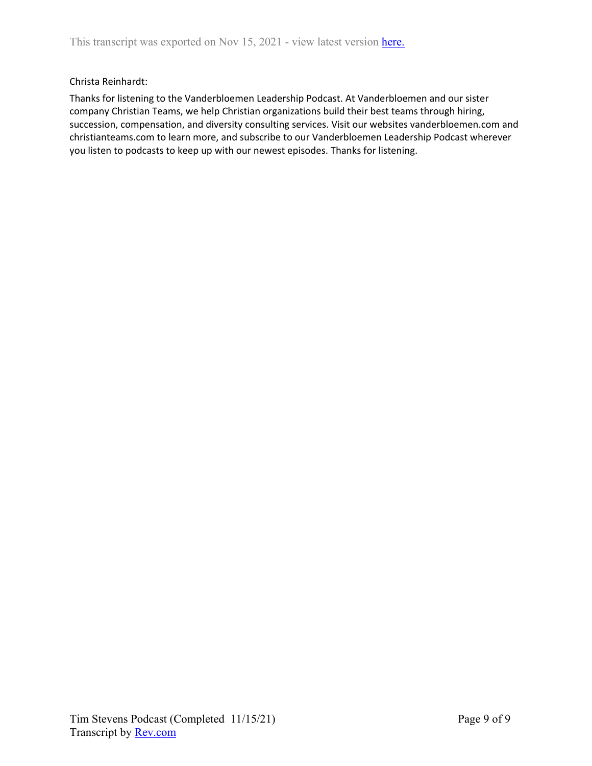Christa Reinhardt:

Thanks for listening to the Vanderbloemen Leadership Podcast. At Vanderbloemen and our sister company Christian Teams, we help Christian organizations build their best teams through hiring, succession, compensation, and diversity consulting services. Visit our websites vanderbloemen.com and christianteams.com to learn more, and subscribe to our Vanderbloemen Leadership Podcast wherever you listen to podcasts to keep up with our newest episodes. Thanks for listening.